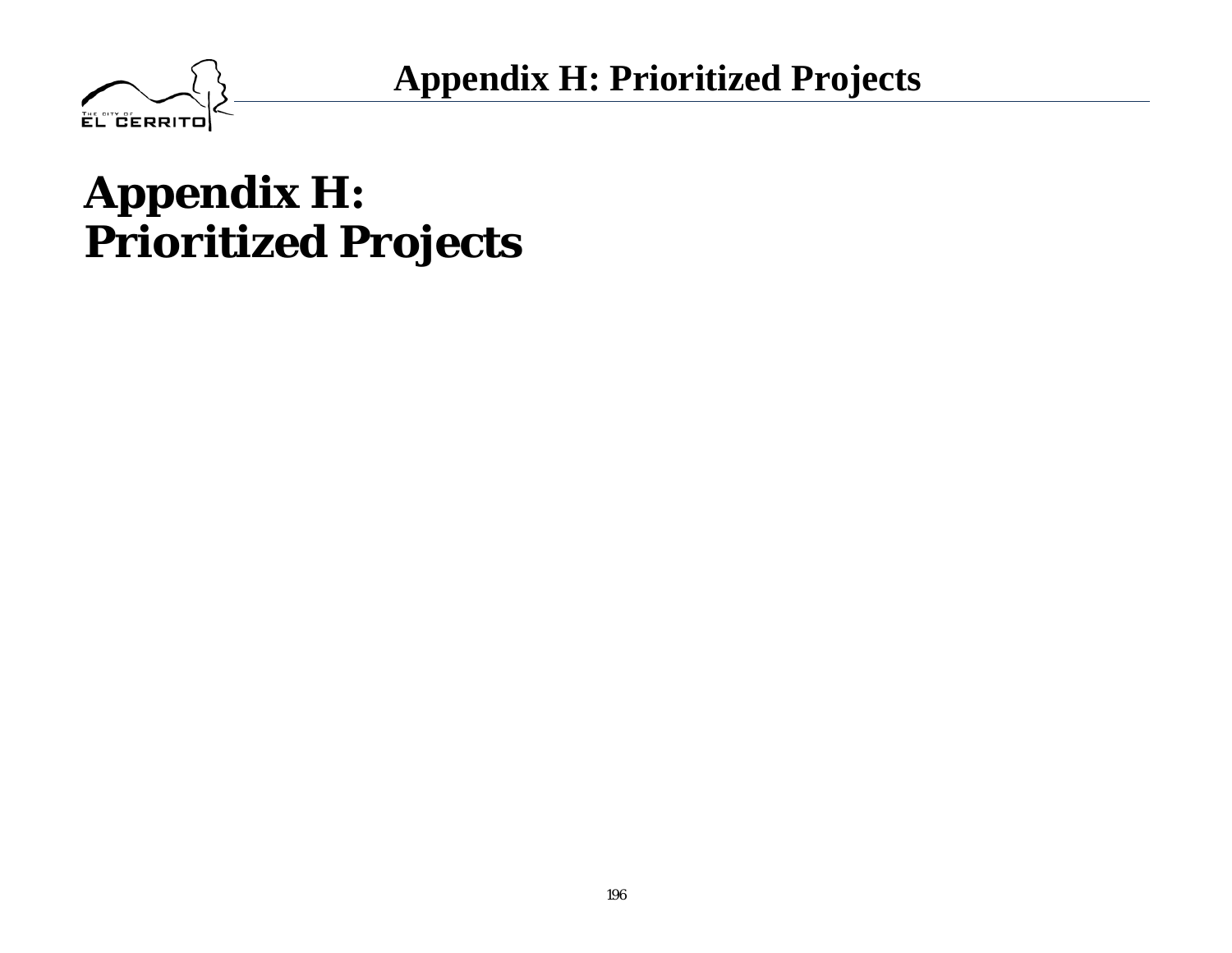# Appendix H: Prioritized Projects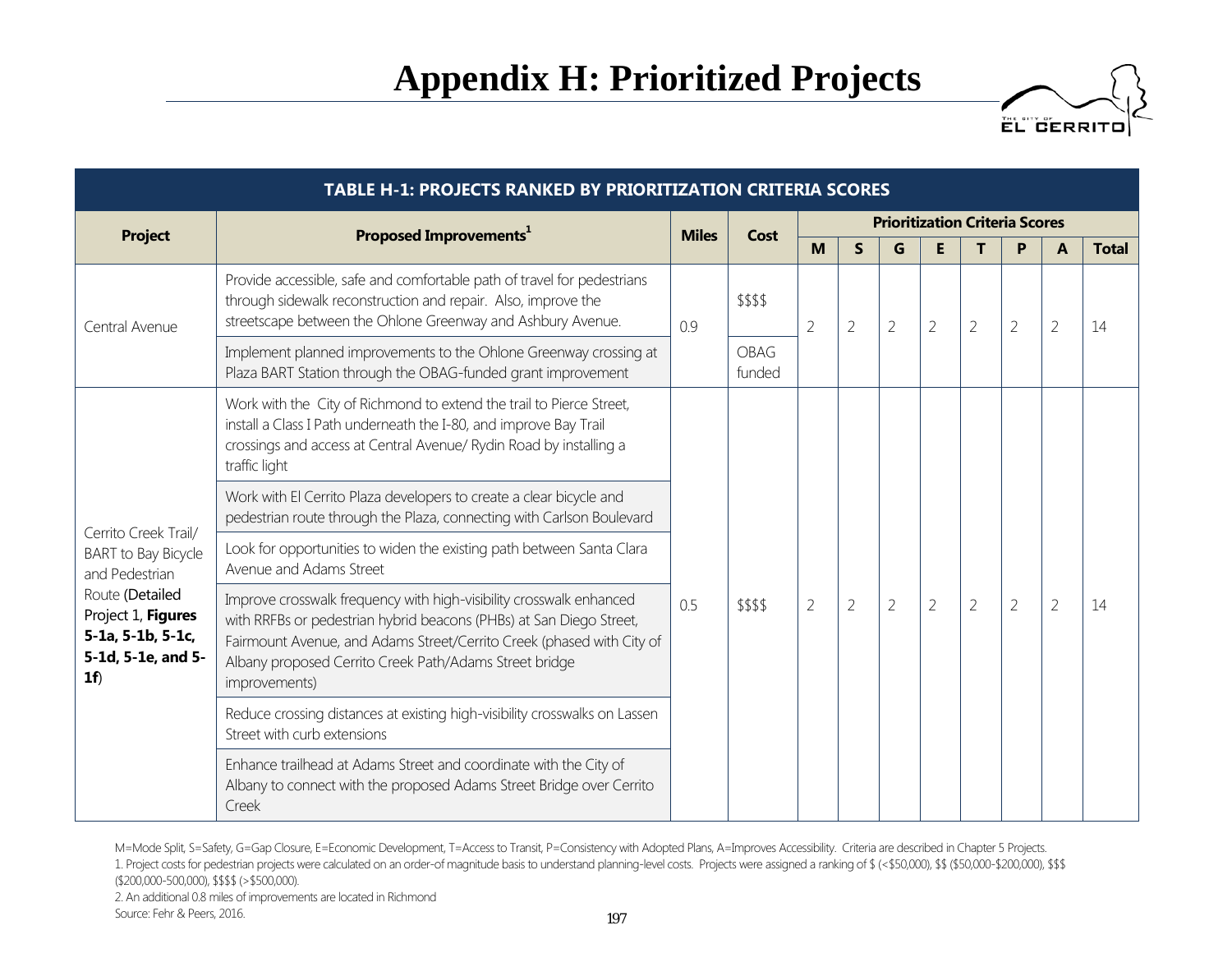# Appendix H: Prioritized Projects

| TABLE H-1: PROJECTS RANKED BY PRIORITIZATION CRITERIA SCORES | | | | | | | | | | | |
|---|---|---|---|---|---|---|---|---|---|---|---|
| **Project** | **Proposed Improvements**[1] | **Miles** | **Cost** | **Prioritization Criteria Scores** | | | | | | | |
| | | | | **M** | **S** | **G** | **E** | **T** | **P** | **A** | **Total** |
| Central Avenue | Provide accessible, safe and comfortable path of travel for pedestrians through sidewalk reconstruction and repair. Also, improve the streetscape between the Ohlone Greenway and Ashbury Avenue. | 0.9 | $$$$ | 2 | 2 | 2 | 2 | 2 | 2 | 2 | 14 |
| | Implement planned improvements to the Ohlone Greenway crossing at Plaza BART Station through the OBAG-funded grant improvement | | OBAG funded | | | | | | | | |
| Cerrito Creek Trail/ BART to Bay Bicycle and Pedestrian Route (Detailed Project 1, **Figures 5-1a, 5-1b, 5-1c, 5-1d, 5-1e, and 5-1f**) | Work with the City of Richmond to extend the trail to Pierce Street, install a Class I Path underneath the I-80, and improve Bay Trail crossings and access at Central Avenue/ Rydin Road by installing a traffic light | 0.5 | $$$$ | 2 | 2 | 2 | 2 | 2 | 2 | 2 | 14 |
| | Work with El Cerrito Plaza developers to create a clear bicycle and pedestrian route through the Plaza, connecting with Carlson Boulevard | | | | | | | | | | |
| | Look for opportunities to widen the existing path between Santa Clara Avenue and Adams Street | | | | | | | | | | |
| | Improve crosswalk frequency with high-visibility crosswalk enhanced with RRFBs or pedestrian hybrid beacons (PHBs) at San Diego Street, Fairmount Avenue, and Adams Street/Cerrito Creek (phased with City of Albany proposed Cerrito Creek Path/Adams Street bridge improvements) | | | | | | | | | | |
| | Reduce crossing distances at existing high-visibility crosswalks on Lassen Street with curb extensions | | | | | | | | | | |
| | Enhance trailhead at Adams Street and coordinate with the City of Albany to connect with the proposed Adams Street Bridge over Cerrito Creek | | | | | | | | | | |

M=Mode Split, S=Safety, G=Gap Closure, E=Economic Development, T=Access to Transit, P=Consistency with Adopted Plans, A=Improves Accessibility. Criteria are described in Chapter 5 Projects.

1. Project costs for pedestrian projects were calculated on an order-of magnitude basis to understand planning-level costs. Projects were assigned a ranking of $ (<$50,000), $$ ($50,000-$200,000), $$$ ($200,000-500,000), $$$$ (>$500,000).

2. An additional 0.8 miles of improvements are located in Richmond

Source: Fehr & Peers, 2016.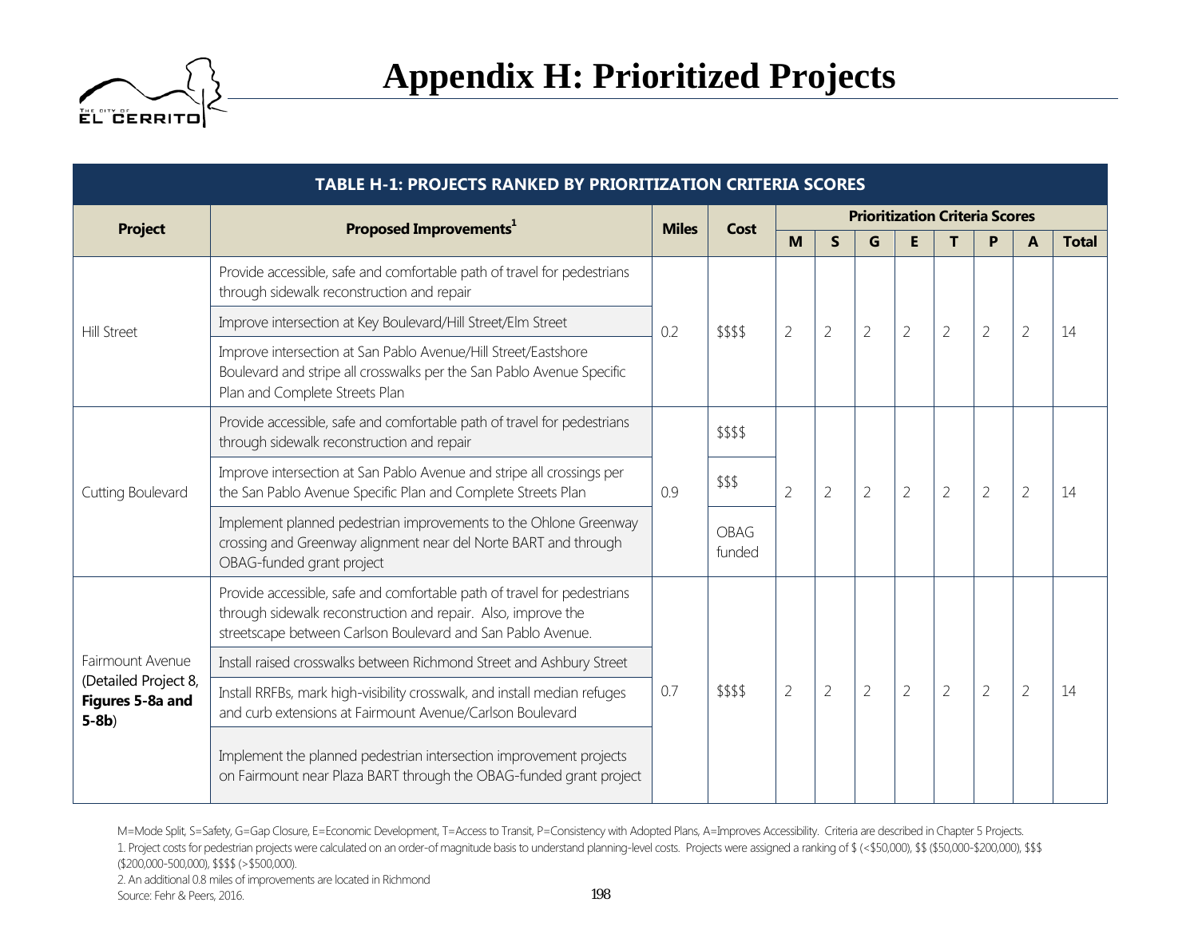# Appendix H: Prioritized Projects

| TABLE H-1: PROJECTS RANKED BY PRIORITIZATION CRITERIA SCORES | | | | | | | | | | | |
|---|---|---|---|---|---|---|---|---|---|---|---|
| **Project** | **Proposed Improvements**[1] | **Miles** | **Cost** | **Prioritization Criteria Scores** | | | | | | | |
| | | | | **M** | **S** | **G** | **E** | **T** | **P** | **A** | **Total** |
| Hill Street | Provide accessible, safe and comfortable path of travel for pedestrians through sidewalk reconstruction and repair<br>Improve intersection at Key Boulevard/Hill Street/Elm Street<br>Improve intersection at San Pablo Avenue/Hill Street/Eastshore Boulevard and stripe all crosswalks per the San Pablo Avenue Specific Plan and Complete Streets Plan | 0.2 | $$$$ | 2 | 2 | 2 | 2 | 2 | 2 | 2 | 14 |
| Cutting Boulevard | Provide accessible, safe and comfortable path of travel for pedestrians through sidewalk reconstruction and repair | 0.9 | $$$$ | 2 | 2 | 2 | 2 | 2 | 2 | 2 | 14 |
| | Improve intersection at San Pablo Avenue and stripe all crossings per the San Pablo Avenue Specific Plan and Complete Streets Plan | | $$$ | | | | | | | | |
| | Implement planned pedestrian improvements to the Ohlone Greenway crossing and Greenway alignment near del Norte BART and through OBAG-funded grant project | | OBAG funded | | | | | | | | |
| Fairmount Avenue (Detailed Project 8, **Figures 5-8a and 5-8b**) | Provide accessible, safe and comfortable path of travel for pedestrians through sidewalk reconstruction and repair. Also, improve the streetscape between Carlson Boulevard and San Pablo Avenue.<br>Install raised crosswalks between Richmond Street and Ashbury Street<br>Install RRFBs, mark high-visibility crosswalk, and install median refuges and curb extensions at Fairmount Avenue/Carlson Boulevard<br>Implement the planned pedestrian intersection improvement projects on Fairmount near Plaza BART through the OBAG-funded grant project | 0.7 | $$$$ | 2 | 2 | 2 | 2 | 2 | 2 | 2 | 14 |

M=Mode Split, S=Safety, G=Gap Closure, E=Economic Development, T=Access to Transit, P=Consistency with Adopted Plans, A=Improves Accessibility. Criteria are described in Chapter 5 Projects.

1. Project costs for pedestrian projects were calculated on an order-of magnitude basis to understand planning-level costs. Projects were assigned a ranking of $ (<$50,000), $$ ($50,000-$200,000), $$$ ($200,000-500,000), $$$$ (>$500,000).

2. An additional 0.8 miles of improvements are located in Richmond

Source: Fehr & Peers, 2016.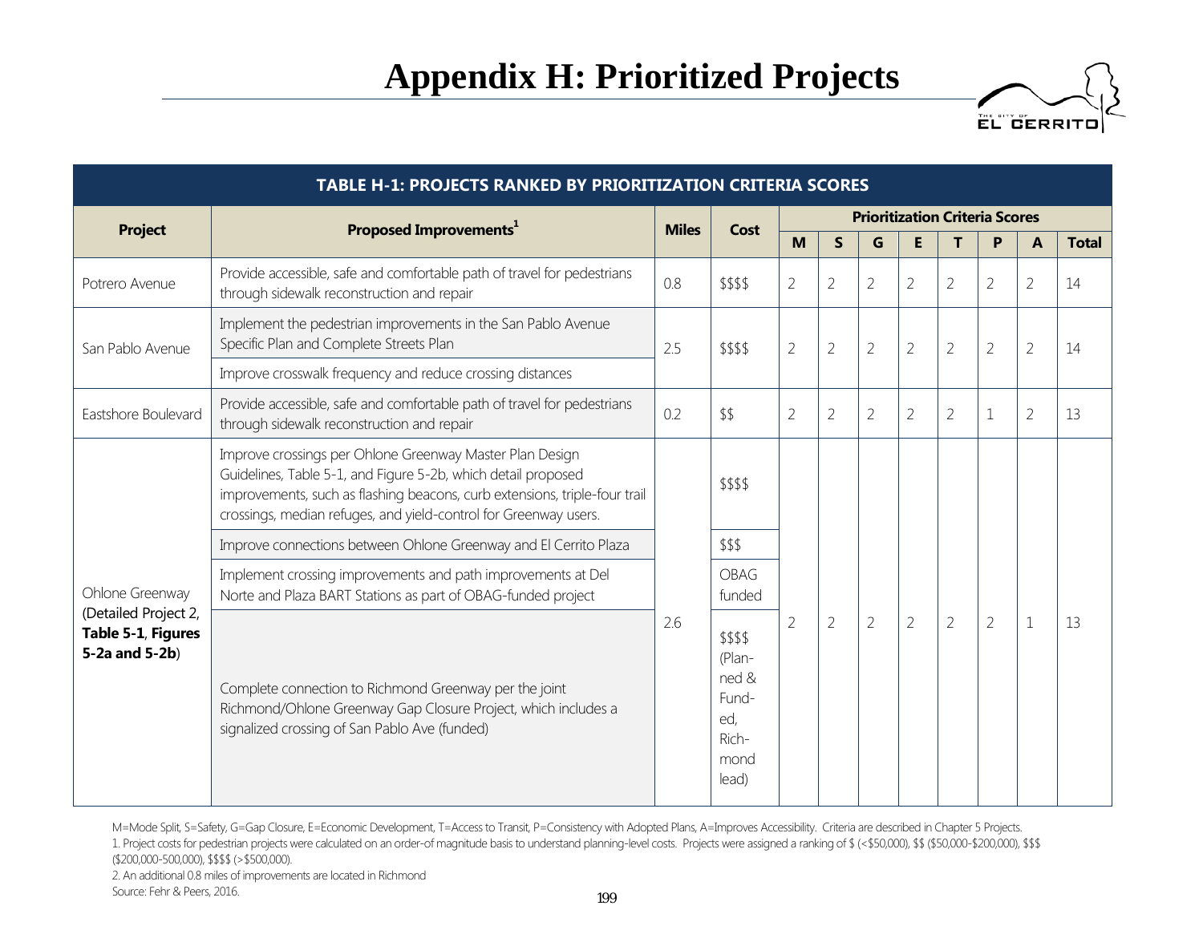# Appendix H: Prioritized Projects

| TABLE H-1: PROJECTS RANKED BY PRIORITIZATION CRITERIA SCORES | | | | | | | | | | | | |
|---|---|---|---|---|---|---|---|---|---|---|---|---|
| **Project** | **Proposed Improvements**[1] | **Miles** | **Cost** | **Prioritization Criteria Scores** | | | | | | | | |
| | | | | **M** | **S** | **G** | **E** | **T** | **P** | **A** | **Total** |
| Potrero Avenue | Provide accessible, safe and comfortable path of travel for pedestrians through sidewalk reconstruction and repair | 0.8 | $$$$ | 2 | 2 | 2 | 2 | 2 | 2 | 2 | 14 |
| San Pablo Avenue | Implement the pedestrian improvements in the San Pablo Avenue Specific Plan and Complete Streets Plan | 2.5 | $$$$ | 2 | 2 | 2 | 2 | 2 | 2 | 2 | 14 |
| | Improve crosswalk frequency and reduce crossing distances | | | | | | | | | | |
| Eastshore Boulevard | Provide accessible, safe and comfortable path of travel for pedestrians through sidewalk reconstruction and repair | 0.2 | $$ | 2 | 2 | 2 | 2 | 2 | 1 | 2 | 13 |
| Ohlone Greenway (Detailed Project 2, **Table 5-1**, **Figures 5-2a and 5-2b**) | Improve crossings per Ohlone Greenway Master Plan Design Guidelines, Table 5-1, and Figure 5-2b, which detail proposed improvements, such as flashing beacons, curb extensions, triple-four trail crossings, median refuges, and yield-control for Greenway users. | 2.6 | $$$$ | 2 | 2 | 2 | 2 | 2 | 2 | 1 | 13 |
| | Improve connections between Ohlone Greenway and El Cerrito Plaza | | $$$ | | | | | | | | |
| | Implement crossing improvements and path improvements at Del Norte and Plaza BART Stations as part of OBAG-funded project | | OBAG funded | | | | | | | | |
| | Complete connection to Richmond Greenway per the joint Richmond/Ohlone Greenway Gap Closure Project, which includes a signalized crossing of San Pablo Ave (funded) | | $$$$ (Planned & Funded, Richmond lead) | | | | | | | | |

M=Mode Split, S=Safety, G=Gap Closure, E=Economic Development, T=Access to Transit, P=Consistency with Adopted Plans, A=Improves Accessibility. Criteria are described in Chapter 5 Projects.

1. Project costs for pedestrian projects were calculated on an order-of magnitude basis to understand planning-level costs. Projects were assigned a ranking of $ (<$50,000), $$ ($50,000-$200,000), $$$ ($200,000-500,000), $$$$ (>$500,000).

2. An additional 0.8 miles of improvements are located in Richmond

Source: Fehr & Peers, 2016.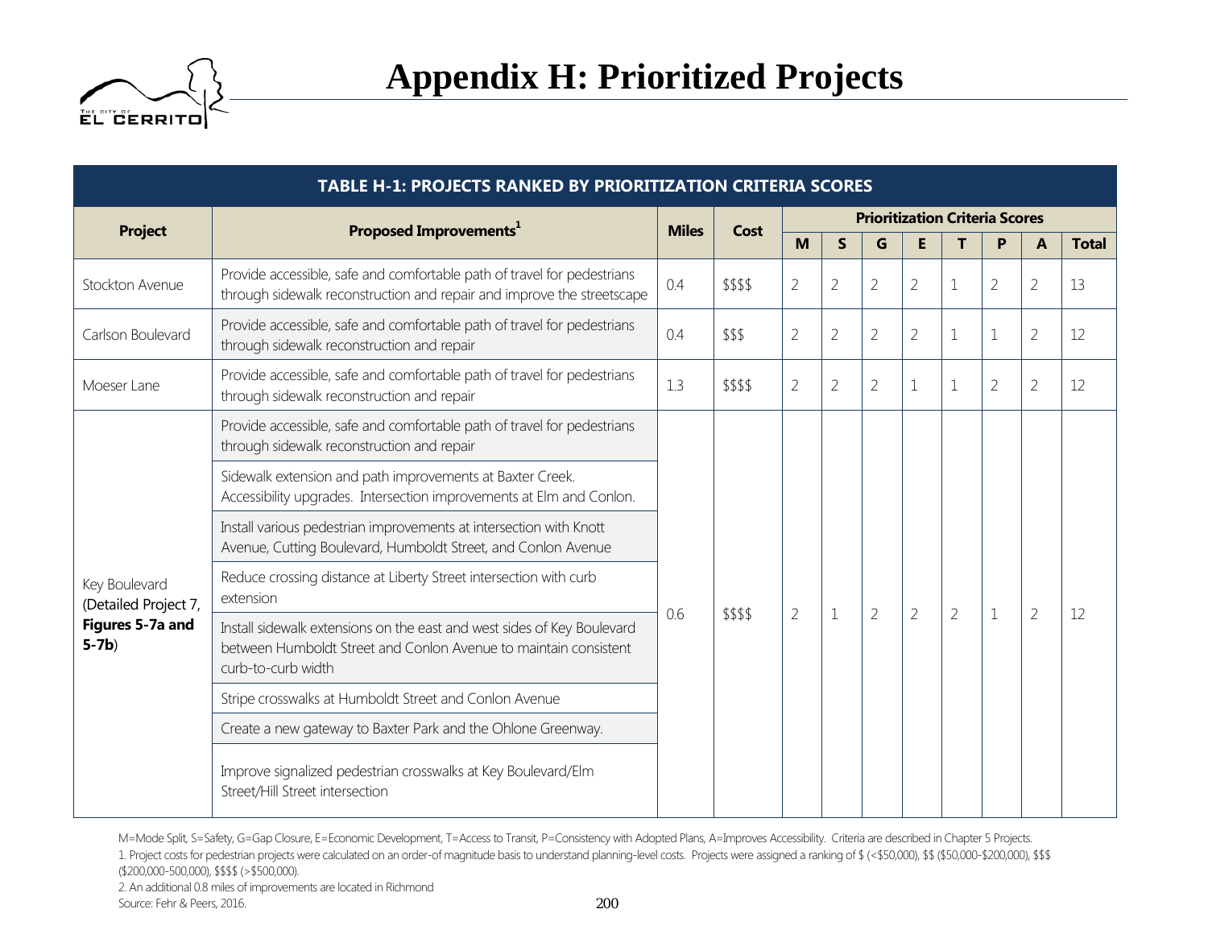# Appendix H: Prioritized Projects

| TABLE H-1: PROJECTS RANKED BY PRIORITIZATION CRITERIA SCORES | | | | | | | | | | | |
|---|---|---|---|---|---|---|---|---|---|---|---|
| **Project** | **Proposed Improvements[1]** | **Miles** | **Cost** | **Prioritization Criteria Scores** | | | | | | | |
| | | | | **M** | **S** | **G** | **E** | **T** | **P** | **A** | **Total** |
| Stockton Avenue | Provide accessible, safe and comfortable path of travel for pedestrians through sidewalk reconstruction and repair and improve the streetscape | 0.4 | $$$$ | 2 | 2 | 2 | 2 | 1 | 2 | 2 | 13 |
| Carlson Boulevard | Provide accessible, safe and comfortable path of travel for pedestrians through sidewalk reconstruction and repair | 0.4 | $$$ | 2 | 2 | 2 | 2 | 1 | 1 | 2 | 12 |
| Moeser Lane | Provide accessible, safe and comfortable path of travel for pedestrians through sidewalk reconstruction and repair | 1.3 | $$$$ | 2 | 2 | 2 | 1 | 1 | 2 | 2 | 12 |
| Key Boulevard (Detailed Project 7, **Figures 5-7a and 5-7b**) | Provide accessible, safe and comfortable path of travel for pedestrians through sidewalk reconstruction and repair<br>Sidewalk extension and path improvements at Baxter Creek. Accessibility upgrades. Intersection improvements at Elm and Conlon.<br>Install various pedestrian improvements at intersection with Knott Avenue, Cutting Boulevard, Humboldt Street, and Conlon Avenue<br>Reduce crossing distance at Liberty Street intersection with curb extension<br>Install sidewalk extensions on the east and west sides of Key Boulevard between Humboldt Street and Conlon Avenue to maintain consistent curb-to-curb width<br>Stripe crosswalks at Humboldt Street and Conlon Avenue<br>Create a new gateway to Baxter Park and the Ohlone Greenway.<br>Improve signalized pedestrian crosswalks at Key Boulevard/Elm Street/Hill Street intersection | 0.6 | $$$$ | 2 | 1 | 2 | 2 | 2 | 1 | 2 | 12 |

M=Mode Split, S=Safety, G=Gap Closure, E=Economic Development, T=Access to Transit, P=Consistency with Adopted Plans, A=Improves Accessibility. Criteria are described in Chapter 5 Projects.

1. Project costs for pedestrian projects were calculated on an order-of magnitude basis to understand planning-level costs. Projects were assigned a ranking of $ (<$50,000), $$ ($50,000-$200,000), $$$ ($200,000-500,000), $$$$ (>$500,000).

2. An additional 0.8 miles of improvements are located in Richmond

Source: Fehr & Peers, 2016.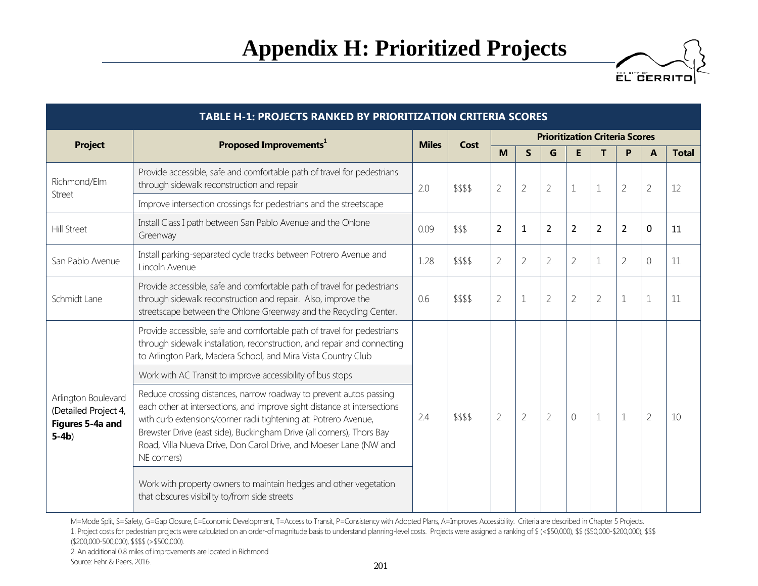# Appendix H: Prioritized Projects

| TABLE H-1: PROJECTS RANKED BY PRIORITIZATION CRITERIA SCORES | | | | | | | | | | | |
|---|---|---|---|---|---|---|---|---|---|---|---|
| **Project** | **Proposed Improvements[1]** | **Miles** | **Cost** | **Prioritization Criteria Scores** | | | | | | | |
| | | | | **M** | **S** | **G** | **E** | **T** | **P** | **A** | **Total** |
| Richmond/Elm Street | Provide accessible, safe and comfortable path of travel for pedestrians through sidewalk reconstruction and repair<br>Improve intersection crossings for pedestrians and the streetscape | 2.0 | $$$$ | 2 | 2 | 2 | 1 | 1 | 2 | 2 | 12 |
| Hill Street | Install Class I path between San Pablo Avenue and the Ohlone Greenway | 0.09 | $$$ | 2 | 1 | 2 | 2 | 2 | 2 | 0 | 11 |
| San Pablo Avenue | Install parking-separated cycle tracks between Potrero Avenue and Lincoln Avenue | 1.28 | $$$$ | 2 | 2 | 2 | 2 | 1 | 2 | 0 | 11 |
| Schmidt Lane | Provide accessible, safe and comfortable path of travel for pedestrians through sidewalk reconstruction and repair. Also, improve the streetscape between the Ohlone Greenway and the Recycling Center. | 0.6 | $$$$ | 2 | 1 | 2 | 2 | 2 | 1 | 1 | 11 |
| Arlington Boulevard (Detailed Project 4, **Figures 5-4a and 5-4b**) | Provide accessible, safe and comfortable path of travel for pedestrians through sidewalk installation, reconstruction, and repair and connecting to Arlington Park, Madera School, and Mira Vista Country Club<br>Work with AC Transit to improve accessibility of bus stops<br>Reduce crossing distances, narrow roadway to prevent autos passing each other at intersections, and improve sight distance at intersections with curb extensions/corner radii tightening at: Potrero Avenue, Brewster Drive (east side), Buckingham Drive (all corners), Thors Bay Road, Villa Nueva Drive, Don Carol Drive, and Moeser Lane (NW and NE corners)<br>Work with property owners to maintain hedges and other vegetation that obscures visibility to/from side streets | 2.4 | $$$$ | 2 | 2 | 2 | 0 | 1 | 1 | 2 | 10 |

M=Mode Split, S=Safety, G=Gap Closure, E=Economic Development, T=Access to Transit, P=Consistency with Adopted Plans, A=Improves Accessibility. Criteria are described in Chapter 5 Projects.

1. Project costs for pedestrian projects were calculated on an order-of magnitude basis to understand planning-level costs. Projects were assigned a ranking of $ (<$50,000), $$ ($50,000-$200,000), $$$ ($200,000-500,000), $$$$ (>$500,000).

2. An additional 0.8 miles of improvements are located in Richmond

Source: Fehr & Peers, 2016.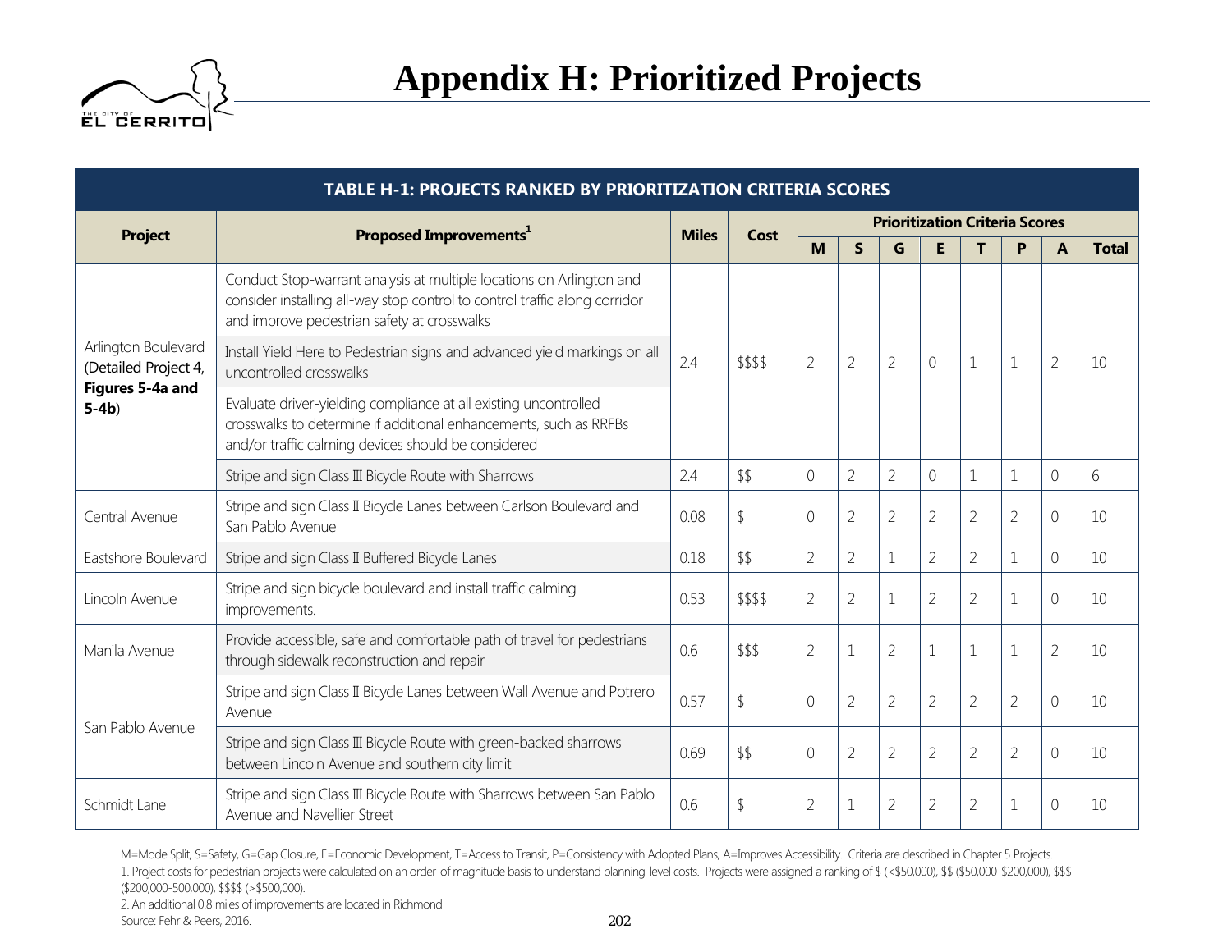# Appendix H: Prioritized Projects

**TABLE H-1: PROJECTS RANKED BY PRIORITIZATION CRITERIA SCORES**

| Project | Proposed Improvements[1] | Miles | Cost | Prioritization Criteria Scores | | | | | | | |
|---|---|---|---|---|---|---|---|---|---|---|---|
| | | | | M | S | G | E | T | P | A | Total |
| Arlington Boulevard (Detailed Project 4, **Figures 5-4a and 5-4b**) | Conduct Stop-warrant analysis at multiple locations on Arlington and consider installing all-way stop control to control traffic along corridor and improve pedestrian safety at crosswalks; Install Yield Here to Pedestrian signs and advanced yield markings on all uncontrolled crosswalks; Evaluate driver-yielding compliance at all existing uncontrolled crosswalks to determine if additional enhancements, such as RRFBs and/or traffic calming devices should be considered | 2.4 | $$$$ | 2 | 2 | 2 | 0 | 1 | 1 | 2 | 10 |
| | Stripe and sign Class III Bicycle Route with Sharrows | 2.4 | $$ | 0 | 2 | 2 | 0 | 1 | 1 | 0 | 6 |
| Central Avenue | Stripe and sign Class II Bicycle Lanes between Carlson Boulevard and San Pablo Avenue | 0.08 | $ | 0 | 2 | 2 | 2 | 2 | 2 | 0 | 10 |
| Eastshore Boulevard | Stripe and sign Class II Buffered Bicycle Lanes | 0.18 | $$ | 2 | 2 | 1 | 2 | 2 | 1 | 0 | 10 |
| Lincoln Avenue | Stripe and sign bicycle boulevard and install traffic calming improvements. | 0.53 | $$$$ | 2 | 2 | 1 | 2 | 2 | 1 | 0 | 10 |
| Manila Avenue | Provide accessible, safe and comfortable path of travel for pedestrians through sidewalk reconstruction and repair | 0.6 | $$$ | 2 | 1 | 2 | 1 | 1 | 1 | 2 | 10 |
| San Pablo Avenue | Stripe and sign Class II Bicycle Lanes between Wall Avenue and Potrero Avenue | 0.57 | $ | 0 | 2 | 2 | 2 | 2 | 2 | 0 | 10 |
| | Stripe and sign Class III Bicycle Route with green-backed sharrows between Lincoln Avenue and southern city limit | 0.69 | $$ | 0 | 2 | 2 | 2 | 2 | 2 | 0 | 10 |
| Schmidt Lane | Stripe and sign Class III Bicycle Route with Sharrows between San Pablo Avenue and Navellier Street | 0.6 | $ | 2 | 1 | 2 | 2 | 2 | 1 | 0 | 10 |

M=Mode Split, S=Safety, G=Gap Closure, E=Economic Development, T=Access to Transit, P=Consistency with Adopted Plans, A=Improves Accessibility. Criteria are described in Chapter 5 Projects.

1. Project costs for pedestrian projects were calculated on an order-of magnitude basis to understand planning-level costs. Projects were assigned a ranking of $ (<$50,000), $$ ($50,000-$200,000), $$$ ($200,000-500,000), $$$$ (>$500,000).

2. An additional 0.8 miles of improvements are located in Richmond

Source: Fehr & Peers, 2016.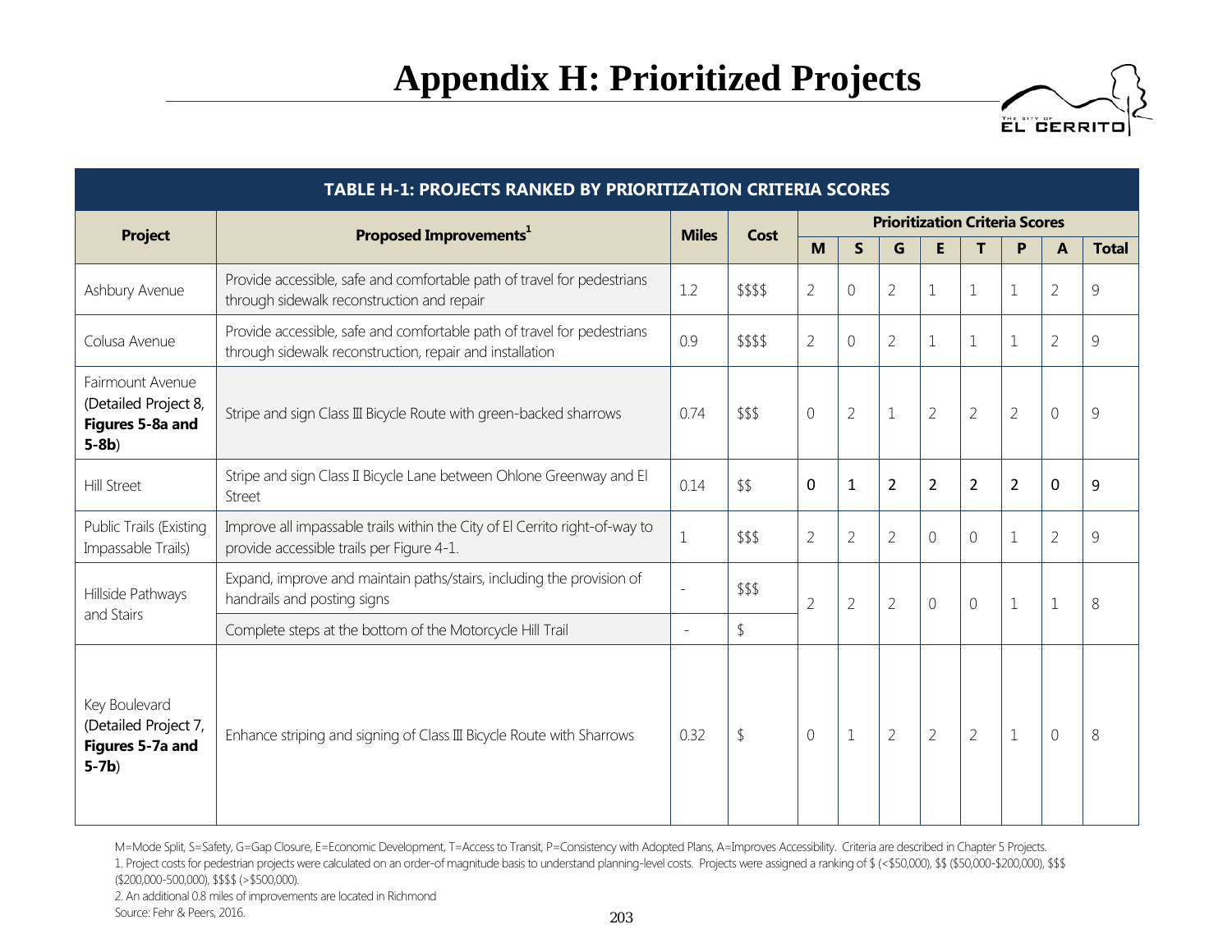# Appendix H: Prioritized Projects

| TABLE H-1: PROJECTS RANKED BY PRIORITIZATION CRITERIA SCORES | | | | | | | | | | | |
|---|---|---|---|---|---|---|---|---|---|---|---|
| **Project** | **Proposed Improvements**[1] | **Miles** | **Cost** | **Prioritization Criteria Scores** | | | | | | | |
| | | | | **M** | **S** | **G** | **E** | **T** | **P** | **A** | **Total** |
| Ashbury Avenue | Provide accessible, safe and comfortable path of travel for pedestrians through sidewalk reconstruction and repair | 1.2 | $$$$ | 2 | 0 | 2 | 1 | 1 | 1 | 2 | 9 |
| Colusa Avenue | Provide accessible, safe and comfortable path of travel for pedestrians through sidewalk reconstruction, repair and installation | 0.9 | $$$$ | 2 | 0 | 2 | 1 | 1 | 1 | 2 | 9 |
| Fairmount Avenue (Detailed Project 8, **Figures 5-8a and 5-8b**) | Stripe and sign Class III Bicycle Route with green-backed sharrows | 0.74 | $$$ | 0 | 2 | 1 | 2 | 2 | 2 | 0 | 9 |
| Hill Street | Stripe and sign Class II Bicycle Lane between Ohlone Greenway and El Street | 0.14 | $$ | 0 | 1 | 2 | 2 | 2 | 2 | 0 | 9 |
| Public Trails (Existing Impassable Trails) | Improve all impassable trails within the City of El Cerrito right-of-way to provide accessible trails per Figure 4-1. | 1 | $$$ | 2 | 2 | 2 | 0 | 0 | 1 | 2 | 9 |
| Hillside Pathways and Stairs | Expand, improve and maintain paths/stairs, including the provision of handrails and posting signs | - | $$$ | 2 | 2 | 2 | 0 | 0 | 1 | 1 | 8 |
| | Complete steps at the bottom of the Motorcycle Hill Trail | - | $ | | | | | | | | |
| Key Boulevard (Detailed Project 7, **Figures 5-7a and 5-7b**) | Enhance striping and signing of Class III Bicycle Route with Sharrows | 0.32 | $ | 0 | 1 | 2 | 2 | 2 | 1 | 0 | 8 |

M=Mode Split, S=Safety, G=Gap Closure, E=Economic Development, T=Access to Transit, P=Consistency with Adopted Plans, A=Improves Accessibility. Criteria are described in Chapter 5 Projects.

1. Project costs for pedestrian projects were calculated on an order-of magnitude basis to understand planning-level costs. Projects were assigned a ranking of $ (<$50,000), $$ ($50,000-$200,000), $$$ ($200,000-500,000), $$$$ (>$500,000).

2. An additional 0.8 miles of improvements are located in Richmond

Source: Fehr & Peers, 2016.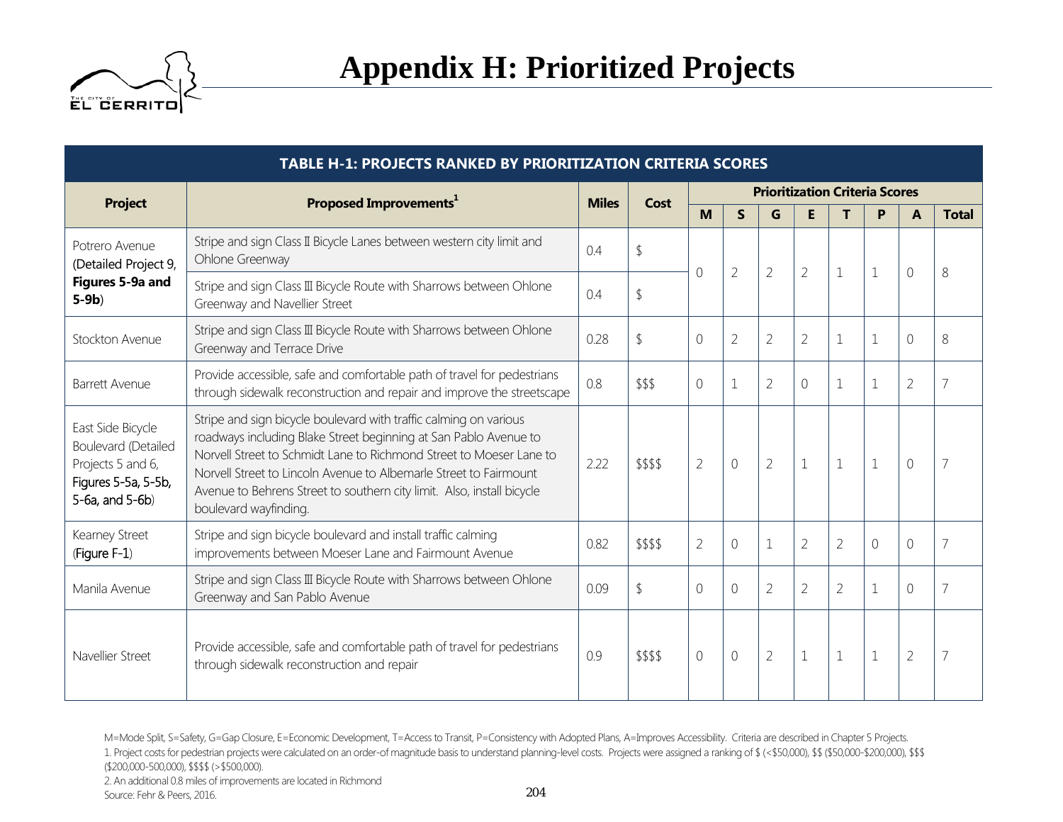# Appendix H: Prioritized Projects

| TABLE H-1: PROJECTS RANKED BY PRIORITIZATION CRITERIA SCORES | | | | | | | | | | | |
|---|---|---|---|---|---|---|---|---|---|---|---|
| **Project** | **Proposed Improvements**[1] | **Miles** | **Cost** | **Prioritization Criteria Scores** | | | | | | | |
| | | | | **M** | **S** | **G** | **E** | **T** | **P** | **A** | **Total** |
| Potrero Avenue (Detailed Project 9, **Figures 5-9a and 5-9b**) | Stripe and sign Class II Bicycle Lanes between western city limit and Ohlone Greenway | 0.4 | $ | 0 | 2 | 2 | 2 | 1 | 1 | 0 | 8 |
| | Stripe and sign Class III Bicycle Route with Sharrows between Ohlone Greenway and Navellier Street | 0.4 | $ | | | | | | | | |
| Stockton Avenue | Stripe and sign Class III Bicycle Route with Sharrows between Ohlone Greenway and Terrace Drive | 0.28 | $ | 0 | 2 | 2 | 2 | 1 | 1 | 0 | 8 |
| Barrett Avenue | Provide accessible, safe and comfortable path of travel for pedestrians through sidewalk reconstruction and repair and improve the streetscape | 0.8 | $$$ | 0 | 1 | 2 | 0 | 1 | 1 | 2 | 7 |
| East Side Bicycle Boulevard (Detailed Projects 5 and 6, Figures 5-5a, 5-5b, 5-6a, and 5-6b) | Stripe and sign bicycle boulevard with traffic calming on various roadways including Blake Street beginning at San Pablo Avenue to Norvell Street to Schmidt Lane to Richmond Street to Moeser Lane to Norvell Street to Lincoln Avenue to Albemarle Street to Fairmount Avenue to Behrens Street to southern city limit. Also, install bicycle boulevard wayfinding. | 2.22 | $$$$ | 2 | 0 | 2 | 1 | 1 | 1 | 0 | 7 |
| Kearney Street (Figure F-1) | Stripe and sign bicycle boulevard and install traffic calming improvements between Moeser Lane and Fairmount Avenue | 0.82 | $$$$ | 2 | 0 | 1 | 2 | 2 | 0 | 0 | 7 |
| Manila Avenue | Stripe and sign Class III Bicycle Route with Sharrows between Ohlone Greenway and San Pablo Avenue | 0.09 | $ | 0 | 0 | 2 | 2 | 2 | 1 | 0 | 7 |
| Navellier Street | Provide accessible, safe and comfortable path of travel for pedestrians through sidewalk reconstruction and repair | 0.9 | $$$$ | 0 | 0 | 2 | 1 | 1 | 1 | 2 | 7 |

M=Mode Split, S=Safety, G=Gap Closure, E=Economic Development, T=Access to Transit, P=Consistency with Adopted Plans, A=Improves Accessibility. Criteria are described in Chapter 5 Projects.

1. Project costs for pedestrian projects were calculated on an order-of magnitude basis to understand planning-level costs. Projects were assigned a ranking of $ (<$50,000), $$ ($50,000-$200,000), $$$ ($200,000-500,000), $$$$ (>$500,000).

2. An additional 0.8 miles of improvements are located in Richmond

Source: Fehr & Peers, 2016.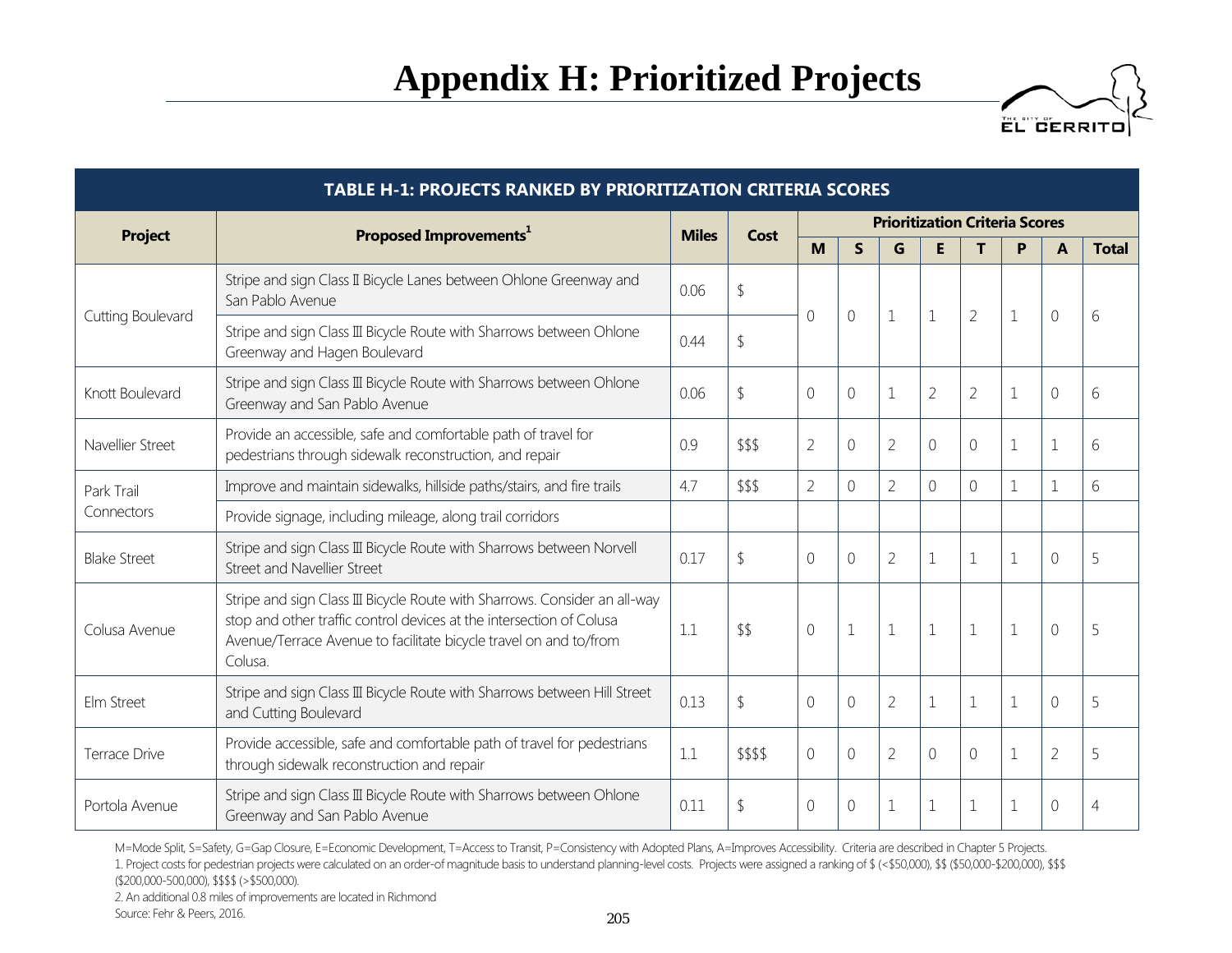# Appendix H: Prioritized Projects

| TABLE H-1: PROJECTS RANKED BY PRIORITIZATION CRITERIA SCORES | | | | | | | | | | | |
|---|---|---|---|---|---|---|---|---|---|---|---|
| **Project** | **Proposed Improvements**[1] | **Miles** | **Cost** | **Prioritization Criteria Scores** | | | | | | | |
| | | | | **M** | **S** | **G** | **E** | **T** | **P** | **A** | **Total** |
| Cutting Boulevard | Stripe and sign Class II Bicycle Lanes between Ohlone Greenway and San Pablo Avenue | 0.06 | $ | 0 | 0 | 1 | 1 | 2 | 1 | 0 | 6 |
| | Stripe and sign Class III Bicycle Route with Sharrows between Ohlone Greenway and Hagen Boulevard | 0.44 | $ | | | | | | | | |
| Knott Boulevard | Stripe and sign Class III Bicycle Route with Sharrows between Ohlone Greenway and San Pablo Avenue | 0.06 | $ | 0 | 0 | 1 | 2 | 2 | 1 | 0 | 6 |
| Navellier Street | Provide an accessible, safe and comfortable path of travel for pedestrians through sidewalk reconstruction, and repair | 0.9 | $$$ | 2 | 0 | 2 | 0 | 0 | 1 | 1 | 6 |
| Park Trail Connectors | Improve and maintain sidewalks, hillside paths/stairs, and fire trails | 4.7 | $$$ | 2 | 0 | 2 | 0 | 0 | 1 | 1 | 6 |
| | Provide signage, including mileage, along trail corridors | | | | | | | | | | |
| Blake Street | Stripe and sign Class III Bicycle Route with Sharrows between Norvell Street and Navellier Street | 0.17 | $ | 0 | 0 | 2 | 1 | 1 | 1 | 0 | 5 |
| Colusa Avenue | Stripe and sign Class III Bicycle Route with Sharrows. Consider an all-way stop and other traffic control devices at the intersection of Colusa Avenue/Terrace Avenue to facilitate bicycle travel on and to/from Colusa. | 1.1 | $$ | 0 | 1 | 1 | 1 | 1 | 1 | 0 | 5 |
| Elm Street | Stripe and sign Class III Bicycle Route with Sharrows between Hill Street and Cutting Boulevard | 0.13 | $ | 0 | 0 | 2 | 1 | 1 | 1 | 0 | 5 |
| Terrace Drive | Provide accessible, safe and comfortable path of travel for pedestrians through sidewalk reconstruction and repair | 1.1 | $$$$ | 0 | 0 | 2 | 0 | 0 | 1 | 2 | 5 |
| Portola Avenue | Stripe and sign Class III Bicycle Route with Sharrows between Ohlone Greenway and San Pablo Avenue | 0.11 | $ | 0 | 0 | 1 | 1 | 1 | 1 | 0 | 4 |

M=Mode Split, S=Safety, G=Gap Closure, E=Economic Development, T=Access to Transit, P=Consistency with Adopted Plans, A=Improves Accessibility. Criteria are described in Chapter 5 Projects.

1. Project costs for pedestrian projects were calculated on an order-of magnitude basis to understand planning-level costs. Projects were assigned a ranking of $ (<$50,000), $$ ($50,000-$200,000), $$$ ($200,000-500,000), $$$$ (>$500,000).

2. An additional 0.8 miles of improvements are located in Richmond

Source: Fehr & Peers, 2016.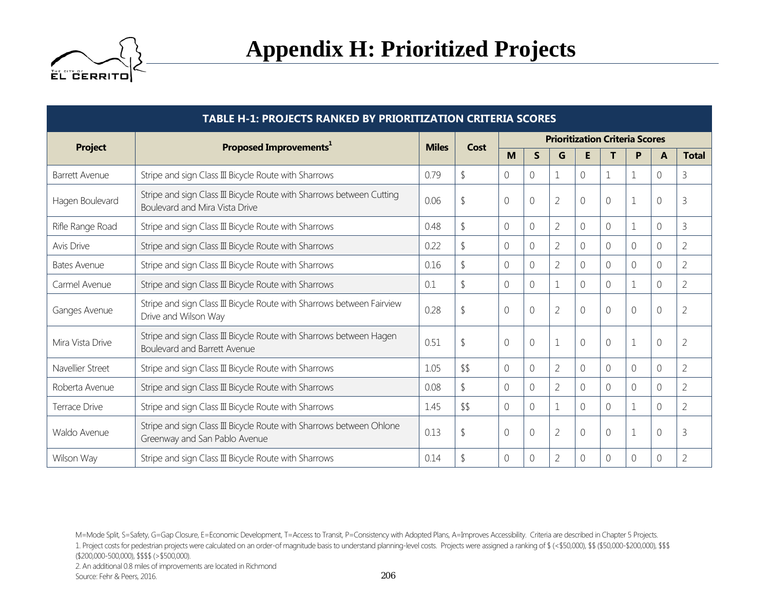# Appendix H: Prioritized Projects

| TABLE H-1: PROJECTS RANKED BY PRIORITIZATION CRITERIA SCORES | | | | | | | | | | | |
|---|---|---|---|---|---|---|---|---|---|---|---|
| **Project** | **Proposed Improvements[1]** | **Miles** | **Cost** | **Prioritization Criteria Scores** | | | | | | | |
| | | | | **M** | **S** | **G** | **E** | **T** | **P** | **A** | **Total** |
| Barrett Avenue | Stripe and sign Class III Bicycle Route with Sharrows | 0.79 | $ | 0 | 0 | 1 | 0 | 1 | 1 | 0 | 3 |
| Hagen Boulevard | Stripe and sign Class III Bicycle Route with Sharrows between Cutting Boulevard and Mira Vista Drive | 0.06 | $ | 0 | 0 | 2 | 0 | 0 | 1 | 0 | 3 |
| Rifle Range Road | Stripe and sign Class III Bicycle Route with Sharrows | 0.48 | $ | 0 | 0 | 2 | 0 | 0 | 1 | 0 | 3 |
| Avis Drive | Stripe and sign Class III Bicycle Route with Sharrows | 0.22 | $ | 0 | 0 | 2 | 0 | 0 | 0 | 0 | 2 |
| Bates Avenue | Stripe and sign Class III Bicycle Route with Sharrows | 0.16 | $ | 0 | 0 | 2 | 0 | 0 | 0 | 0 | 2 |
| Carmel Avenue | Stripe and sign Class III Bicycle Route with Sharrows | 0.1 | $ | 0 | 0 | 1 | 0 | 0 | 1 | 0 | 2 |
| Ganges Avenue | Stripe and sign Class III Bicycle Route with Sharrows between Fairview Drive and Wilson Way | 0.28 | $ | 0 | 0 | 2 | 0 | 0 | 0 | 0 | 2 |
| Mira Vista Drive | Stripe and sign Class III Bicycle Route with Sharrows between Hagen Boulevard and Barrett Avenue | 0.51 | $ | 0 | 0 | 1 | 0 | 0 | 1 | 0 | 2 |
| Navellier Street | Stripe and sign Class III Bicycle Route with Sharrows | 1.05 | $$ | 0 | 0 | 2 | 0 | 0 | 0 | 0 | 2 |
| Roberta Avenue | Stripe and sign Class III Bicycle Route with Sharrows | 0.08 | $ | 0 | 0 | 2 | 0 | 0 | 0 | 0 | 2 |
| Terrace Drive | Stripe and sign Class III Bicycle Route with Sharrows | 1.45 | $$ | 0 | 0 | 1 | 0 | 0 | 1 | 0 | 2 |
| Waldo Avenue | Stripe and sign Class III Bicycle Route with Sharrows between Ohlone Greenway and San Pablo Avenue | 0.13 | $ | 0 | 0 | 2 | 0 | 0 | 1 | 0 | 3 |
| Wilson Way | Stripe and sign Class III Bicycle Route with Sharrows | 0.14 | $ | 0 | 0 | 2 | 0 | 0 | 0 | 0 | 2 |

M=Mode Split, S=Safety, G=Gap Closure, E=Economic Development, T=Access to Transit, P=Consistency with Adopted Plans, A=Improves Accessibility. Criteria are described in Chapter 5 Projects.

1. Project costs for pedestrian projects were calculated on an order-of magnitude basis to understand planning-level costs. Projects were assigned a ranking of $ (<$50,000), $$ ($50,000-$200,000), $$$ ($200,000-500,000), $$$$ (>$500,000).

2. An additional 0.8 miles of improvements are located in Richmond

Source: Fehr & Peers, 2016.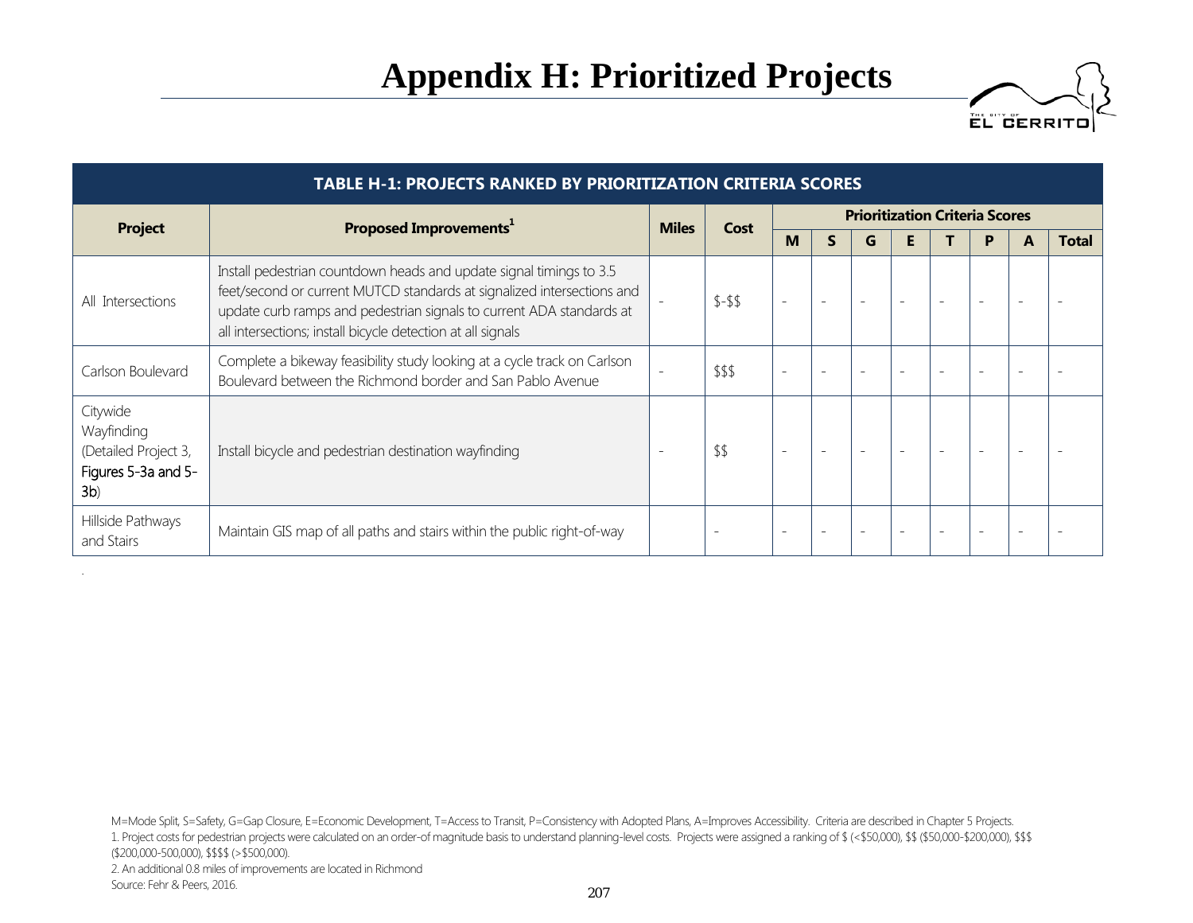# Appendix H: Prioritized Projects

| TABLE H-1: PROJECTS RANKED BY PRIORITIZATION CRITERIA SCORES | | | | | | | | | | | |
|---|---|---|---|---|---|---|---|---|---|---|---|
| **Project** | **Proposed Improvements**[1] | **Miles** | **Cost** | **Prioritization Criteria Scores** | | | | | | | |
| | | | | **M** | **S** | **G** | **E** | **T** | **P** | **A** | **Total** |
| All Intersections | Install pedestrian countdown heads and update signal timings to 3.5 feet/second or current MUTCD standards at signalized intersections and update curb ramps and pedestrian signals to current ADA standards at all intersections; install bicycle detection at all signals | - | $-$$ | - | - | - | - | - | - | - | - |
| Carlson Boulevard | Complete a bikeway feasibility study looking at a cycle track on Carlson Boulevard between the Richmond border and San Pablo Avenue | - | $$$ | - | - | - | - | - | - | - | - |
| Citywide Wayfinding (Detailed Project 3, Figures 5-3a and 5-3b) | Install bicycle and pedestrian destination wayfinding | - | $$ | - | - | - | - | - | - | - | - |
| Hillside Pathways and Stairs | Maintain GIS map of all paths and stairs within the public right-of-way | | - | - | - | - | - | - | - | - | - |

M=Mode Split, S=Safety, G=Gap Closure, E=Economic Development, T=Access to Transit, P=Consistency with Adopted Plans, A=Improves Accessibility. Criteria are described in Chapter 5 Projects.

1. Project costs for pedestrian projects were calculated on an order-of magnitude basis to understand planning-level costs. Projects were assigned a ranking of $ (<$50,000), $$ ($50,000-$200,000), $$$ ($200,000-500,000), $$$$ (>$500,000).

2. An additional 0.8 miles of improvements are located in Richmond

Source: Fehr & Peers, 2016.